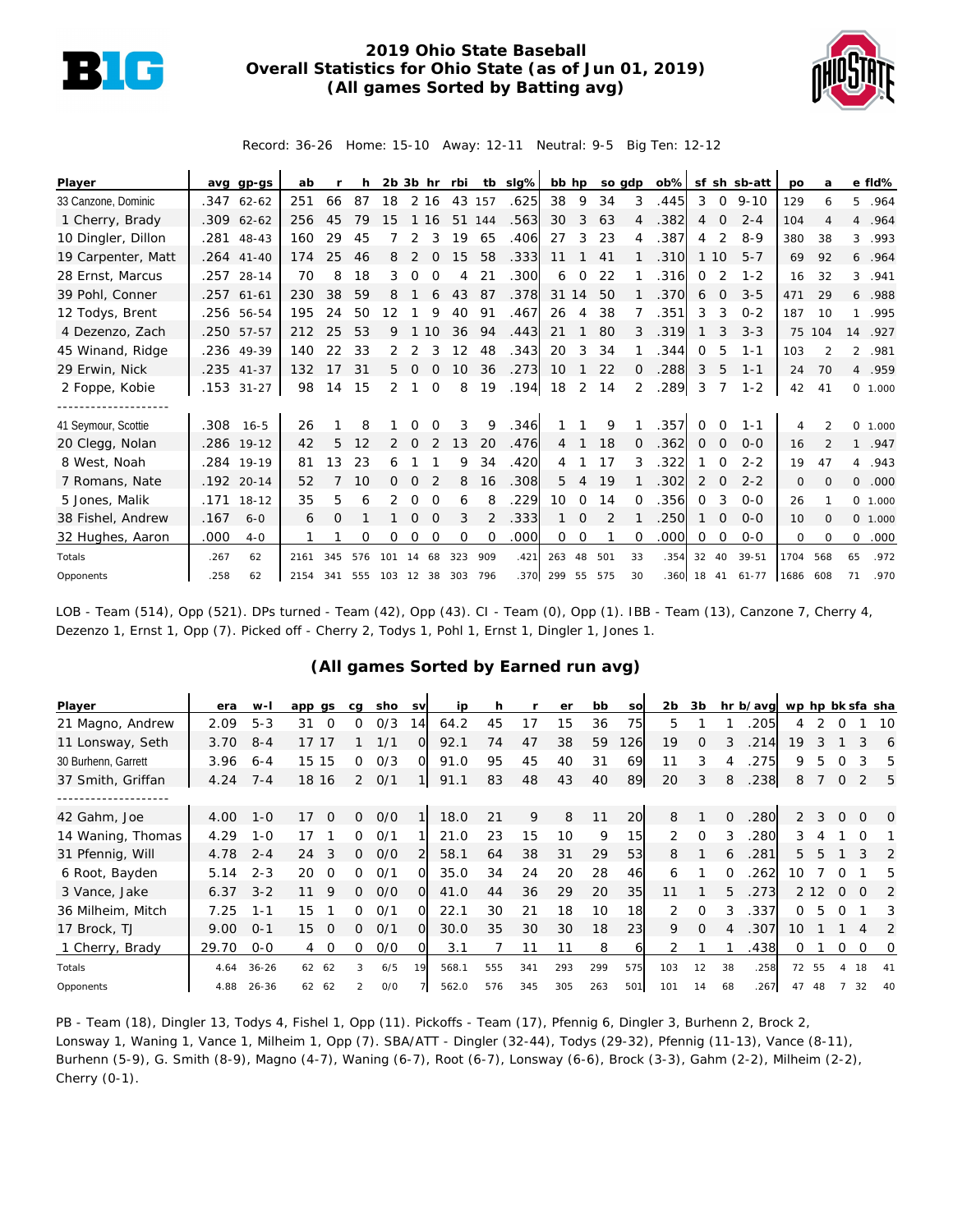# 2019 Ohio State Baseball
## Overall Statistics for Ohio State (as of Jun 01, 2019)
### (All games Sorted by Batting avg)

Record: 36-26 Home: 15-10 Away: 12-11 Neutral: 9-5 Big Ten: 12-12

| Player | avg | gp-gs | ab | r | h | 2b | 3b | hr | rbi | tb | slg% | bb | hp | so | gdp | ob% | sf | sh | sb-att | po | a | e | fld% |
|---|---|---|---|---|---|---|---|---|---|---|---|---|---|---|---|---|---|---|---|---|---|---|---|
| 33 Canzone, Dominic | .347 | 62-62 | 251 | 66 | 87 | 18 | 2 | 16 | 43 | 157 | .625 | 38 | 9 | 34 | 3 | .445 | 3 | 0 | 9-10 | 129 | 6 | 5 | .964 |
| 1 Cherry, Brady | .309 | 62-62 | 256 | 45 | 79 | 15 | 1 | 16 | 51 | 144 | .563 | 30 | 3 | 63 | 4 | .382 | 4 | 0 | 2-4 | 104 | 4 | 4 | .964 |
| 10 Dingler, Dillon | .281 | 48-43 | 160 | 29 | 45 | 7 | 2 | 3 | 19 | 65 | .406 | 27 | 3 | 23 | 4 | .387 | 4 | 2 | 8-9 | 380 | 38 | 3 | .993 |
| 19 Carpenter, Matt | .264 | 41-40 | 174 | 25 | 46 | 8 | 2 | 0 | 15 | 58 | .333 | 11 | 1 | 41 | 1 | .310 | 1 | 10 | 5-7 | 69 | 92 | 6 | .964 |
| 28 Ernst, Marcus | .257 | 28-14 | 70 | 8 | 18 | 3 | 0 | 0 | 4 | 21 | .300 | 6 | 0 | 22 | 1 | .316 | 0 | 2 | 1-2 | 16 | 32 | 3 | .941 |
| 39 Pohl, Conner | .257 | 61-61 | 230 | 38 | 59 | 8 | 1 | 6 | 43 | 87 | .378 | 31 | 14 | 50 | 1 | .370 | 6 | 0 | 3-5 | 471 | 29 | 6 | .988 |
| 12 Todys, Brent | .256 | 56-54 | 195 | 24 | 50 | 12 | 1 | 9 | 40 | 91 | .467 | 26 | 4 | 38 | 7 | .351 | 3 | 3 | 0-2 | 187 | 10 | 1 | .995 |
| 4 Dezenzo, Zach | .250 | 57-57 | 212 | 25 | 53 | 9 | 1 | 10 | 36 | 94 | .443 | 21 | 1 | 80 | 3 | .319 | 1 | 3 | 3-3 | 75 | 104 | 14 | .927 |
| 45 Winand, Ridge | .236 | 49-39 | 140 | 22 | 33 | 2 | 2 | 3 | 12 | 48 | .343 | 20 | 3 | 34 | 1 | .344 | 0 | 5 | 1-1 | 103 | 2 | 2 | .981 |
| 29 Erwin, Nick | .235 | 41-37 | 132 | 17 | 31 | 5 | 0 | 0 | 10 | 36 | .273 | 10 | 1 | 22 | 0 | .288 | 3 | 5 | 1-1 | 24 | 70 | 4 | .959 |
| 2 Foppe, Kobie | .153 | 31-27 | 98 | 14 | 15 | 2 | 1 | 0 | 8 | 19 | .194 | 18 | 2 | 14 | 2 | .289 | 3 | 7 | 1-2 | 42 | 41 | 0 | 1.000 |
| -------------------- | | | | | | | | | | | | | | | | | | | | | | | |
| 41 Seymour, Scottie | .308 | 16-5 | 26 | 1 | 8 | 1 | 0 | 0 | 3 | 9 | .346 | 1 | 1 | 9 | 1 | .357 | 0 | 0 | 1-1 | 4 | 2 | 0 | 1.000 |
| 20 Clegg, Nolan | .286 | 19-12 | 42 | 5 | 12 | 2 | 0 | 2 | 13 | 20 | .476 | 4 | 1 | 18 | 0 | .362 | 0 | 0 | 0-0 | 16 | 2 | 1 | .947 |
| 8 West, Noah | .284 | 19-19 | 81 | 13 | 23 | 6 | 1 | 1 | 9 | 34 | .420 | 4 | 1 | 17 | 3 | .322 | 1 | 0 | 2-2 | 19 | 47 | 4 | .943 |
| 7 Romans, Nate | .192 | 20-14 | 52 | 7 | 10 | 0 | 0 | 2 | 8 | 16 | .308 | 5 | 4 | 19 | 1 | .302 | 2 | 0 | 2-2 | 0 | 0 | 0 | .000 |
| 5 Jones, Malik | .171 | 18-12 | 35 | 5 | 6 | 2 | 0 | 0 | 6 | 8 | .229 | 10 | 0 | 14 | 0 | .356 | 0 | 3 | 0-0 | 26 | 1 | 0 | 1.000 |
| 38 Fishel, Andrew | .167 | 6-0 | 6 | 0 | 1 | 1 | 0 | 0 | 3 | 2 | .333 | 1 | 0 | 2 | 1 | .250 | 1 | 0 | 0-0 | 10 | 0 | 0 | 1.000 |
| 32 Hughes, Aaron | .000 | 4-0 | 1 | 1 | 0 | 0 | 0 | 0 | 0 | 0 | .000 | 0 | 0 | 1 | 0 | .000 | 0 | 0 | 0-0 | 0 | 0 | 0 | .000 |
| Totals | .267 | 62 | 2161 | 345 | 576 | 101 | 14 | 68 | 323 | 909 | .421 | 263 | 48 | 501 | 33 | .354 | 32 | 40 | 39-51 | 1704 | 568 | 65 | .972 |
| Opponents | .258 | 62 | 2154 | 341 | 555 | 103 | 12 | 38 | 303 | 796 | .370 | 299 | 55 | 575 | 30 | .360 | 18 | 41 | 61-77 | 1686 | 608 | 71 | .970 |

LOB - Team (514), Opp (521). DPs turned - Team (42), Opp (43). CI - Team (0), Opp (1). IBB - Team (13), Canzone 7, Cherry 4, Dezenzo 1, Ernst 1, Opp (7). Picked off - Cherry 2, Todys 1, Pohl 1, Ernst 1, Dingler 1, Jones 1.

### (All games Sorted by Earned run avg)

| Player | era | w-l | app | gs | cg | sho | sv | ip | h | r | er | bb | so | 2b | 3b | hr | b/avg | wp | hp | bk | sfa | sha |
|---|---|---|---|---|---|---|---|---|---|---|---|---|---|---|---|---|---|---|---|---|---|---|
| 21 Magno, Andrew | 2.09 | 5-3 | 31 | 0 | 0 | 0/3 | 14 | 64.2 | 45 | 17 | 15 | 36 | 75 | 5 | 1 | 1 | .205 | 4 | 2 | 0 | 1 | 10 |
| 11 Lonsway, Seth | 3.70 | 8-4 | 17 | 17 | 1 | 1/1 | 0 | 92.1 | 74 | 47 | 38 | 59 | 126 | 19 | 0 | 3 | .214 | 19 | 3 | 1 | 3 | 6 |
| 30 Burhenn, Garrett | 3.96 | 6-4 | 15 | 15 | 0 | 0/3 | 0 | 91.0 | 95 | 45 | 40 | 31 | 69 | 11 | 3 | 4 | .275 | 9 | 5 | 0 | 3 | 5 |
| 37 Smith, Griffan | 4.24 | 7-4 | 18 | 16 | 2 | 0/1 | 1 | 91.1 | 83 | 48 | 43 | 40 | 89 | 20 | 3 | 8 | .238 | 8 | 7 | 0 | 2 | 5 |
| -------------------- | | | | | | | | | | | | | | | | | | | | | | |
| 42 Gahm, Joe | 4.00 | 1-0 | 17 | 0 | 0 | 0/0 | 1 | 18.0 | 21 | 9 | 8 | 11 | 20 | 8 | 1 | 0 | .280 | 2 | 3 | 0 | 0 | 0 |
| 14 Waning, Thomas | 4.29 | 1-0 | 17 | 1 | 0 | 0/1 | 1 | 21.0 | 23 | 15 | 10 | 9 | 15 | 2 | 0 | 3 | .280 | 3 | 4 | 1 | 0 | 1 |
| 31 Pfennig, Will | 4.78 | 2-4 | 24 | 3 | 0 | 0/0 | 2 | 58.1 | 64 | 38 | 31 | 29 | 53 | 8 | 1 | 6 | .281 | 5 | 5 | 1 | 3 | 2 |
| 6 Root, Bayden | 5.14 | 2-3 | 20 | 0 | 0 | 0/1 | 0 | 35.0 | 34 | 24 | 20 | 28 | 46 | 6 | 1 | 0 | .262 | 10 | 7 | 0 | 1 | 5 |
| 3 Vance, Jake | 6.37 | 3-2 | 11 | 9 | 0 | 0/0 | 0 | 41.0 | 44 | 36 | 29 | 20 | 35 | 11 | 1 | 5 | .273 | 2 | 12 | 0 | 0 | 2 |
| 36 Milheim, Mitch | 7.25 | 1-1 | 15 | 1 | 0 | 0/1 | 0 | 22.1 | 30 | 21 | 18 | 10 | 18 | 2 | 0 | 3 | .337 | 0 | 5 | 0 | 1 | 3 |
| 17 Brock, TJ | 9.00 | 0-1 | 15 | 0 | 0 | 0/1 | 0 | 30.0 | 35 | 30 | 30 | 18 | 23 | 9 | 0 | 4 | .307 | 10 | 1 | 1 | 4 | 2 |
| 1 Cherry, Brady | 29.70 | 0-0 | 4 | 0 | 0 | 0/0 | 0 | 3.1 | 7 | 11 | 11 | 8 | 6 | 2 | 1 | 1 | .438 | 0 | 1 | 0 | 0 | 0 |
| Totals | 4.64 | 36-26 | 62 | 62 | 3 | 6/5 | 19 | 568.1 | 555 | 341 | 293 | 299 | 575 | 103 | 12 | 38 | .258 | 72 | 55 | 4 | 18 | 41 |
| Opponents | 4.88 | 26-36 | 62 | 62 | 2 | 0/0 | 7 | 562.0 | 576 | 345 | 305 | 263 | 501 | 101 | 14 | 68 | .267 | 47 | 48 | 7 | 32 | 40 |

PB - Team (18), Dingler 13, Todys 4, Fishel 1, Opp (11). Pickoffs - Team (17), Pfennig 6, Dingler 3, Burhenn 2, Brock 2, Lonsway 1, Waning 1, Vance 1, Milheim 1, Opp (7). SBA/ATT - Dingler (32-44), Todys (29-32), Pfennig (11-13), Vance (8-11), Burhenn (5-9), G. Smith (8-9), Magno (4-7), Waning (6-7), Root (6-7), Lonsway (6-6), Brock (3-3), Gahm (2-2), Milheim (2-2), Cherry (0-1).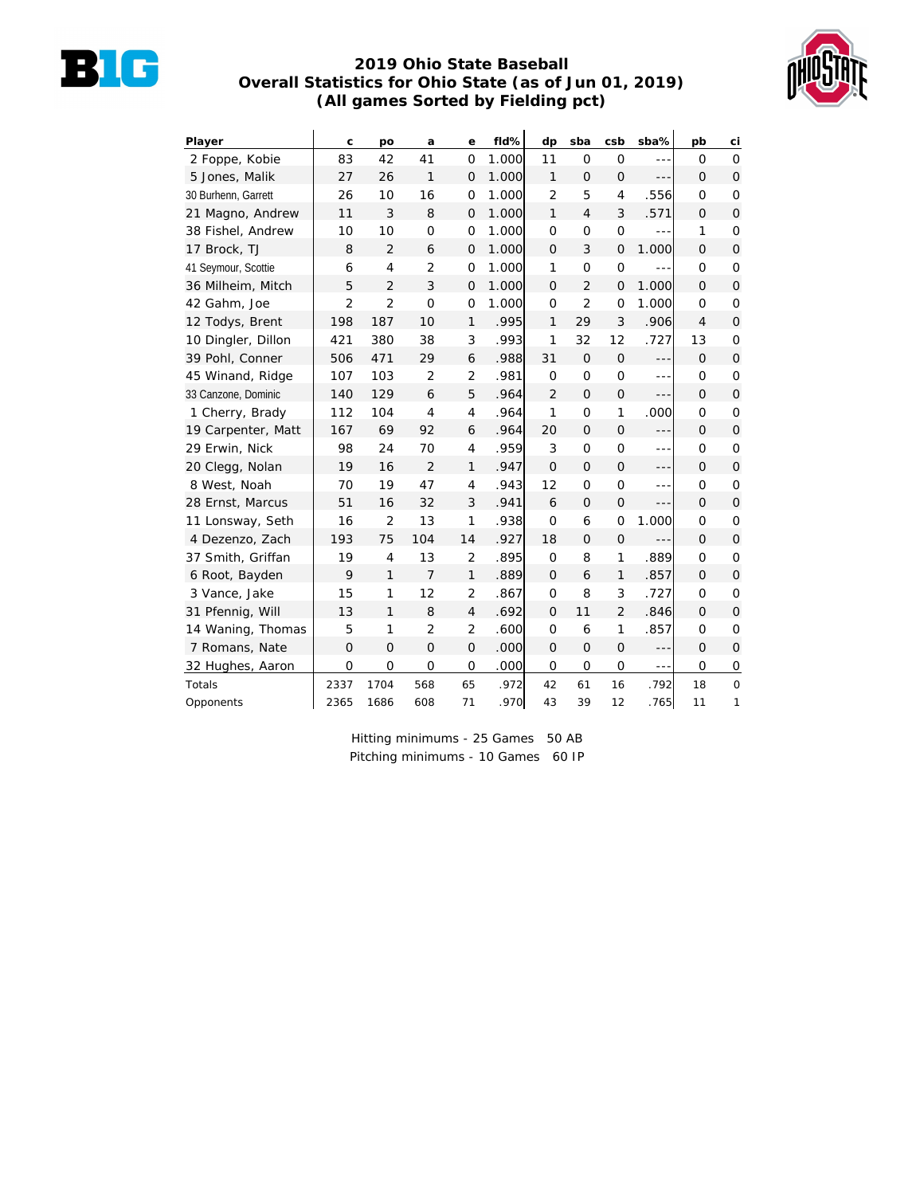**2019 Ohio State Baseball**
**Overall Statistics for Ohio State (as of Jun 01, 2019)**
**(All games Sorted by Fielding pct)**

| Player | c | po | a | e | fld% | dp | sba | csb | sba% | pb | ci |
|---|---|---|---|---|---|---|---|---|---|---|---|
| 2 Foppe, Kobie | 83 | 42 | 41 | 0 | 1.000 | 11 | 0 | 0 | --- | 0 | 0 |
| 5 Jones, Malik | 27 | 26 | 1 | 0 | 1.000 | 1 | 0 | 0 | --- | 0 | 0 |
| 30 Burhenn, Garrett | 26 | 10 | 16 | 0 | 1.000 | 2 | 5 | 4 | .556 | 0 | 0 |
| 21 Magno, Andrew | 11 | 3 | 8 | 0 | 1.000 | 1 | 4 | 3 | .571 | 0 | 0 |
| 38 Fishel, Andrew | 10 | 10 | 0 | 0 | 1.000 | 0 | 0 | 0 | --- | 1 | 0 |
| 17 Brock, TJ | 8 | 2 | 6 | 0 | 1.000 | 0 | 3 | 0 | 1.000 | 0 | 0 |
| 41 Seymour, Scottie | 6 | 4 | 2 | 0 | 1.000 | 1 | 0 | 0 | --- | 0 | 0 |
| 36 Milheim, Mitch | 5 | 2 | 3 | 0 | 1.000 | 0 | 2 | 0 | 1.000 | 0 | 0 |
| 42 Gahm, Joe | 2 | 2 | 0 | 0 | 1.000 | 0 | 2 | 0 | 1.000 | 0 | 0 |
| 12 Todys, Brent | 198 | 187 | 10 | 1 | .995 | 1 | 29 | 3 | .906 | 4 | 0 |
| 10 Dingler, Dillon | 421 | 380 | 38 | 3 | .993 | 1 | 32 | 12 | .727 | 13 | 0 |
| 39 Pohl, Conner | 506 | 471 | 29 | 6 | .988 | 31 | 0 | 0 | --- | 0 | 0 |
| 45 Winand, Ridge | 107 | 103 | 2 | 2 | .981 | 0 | 0 | 0 | --- | 0 | 0 |
| 33 Canzone, Dominic | 140 | 129 | 6 | 5 | .964 | 2 | 0 | 0 | --- | 0 | 0 |
| 1 Cherry, Brady | 112 | 104 | 4 | 4 | .964 | 1 | 0 | 1 | .000 | 0 | 0 |
| 19 Carpenter, Matt | 167 | 69 | 92 | 6 | .964 | 20 | 0 | 0 | --- | 0 | 0 |
| 29 Erwin, Nick | 98 | 24 | 70 | 4 | .959 | 3 | 0 | 0 | --- | 0 | 0 |
| 20 Clegg, Nolan | 19 | 16 | 2 | 1 | .947 | 0 | 0 | 0 | --- | 0 | 0 |
| 8 West, Noah | 70 | 19 | 47 | 4 | .943 | 12 | 0 | 0 | --- | 0 | 0 |
| 28 Ernst, Marcus | 51 | 16 | 32 | 3 | .941 | 6 | 0 | 0 | --- | 0 | 0 |
| 11 Lonsway, Seth | 16 | 2 | 13 | 1 | .938 | 0 | 6 | 0 | 1.000 | 0 | 0 |
| 4 Dezenzo, Zach | 193 | 75 | 104 | 14 | .927 | 18 | 0 | 0 | --- | 0 | 0 |
| 37 Smith, Griffan | 19 | 4 | 13 | 2 | .895 | 0 | 8 | 1 | .889 | 0 | 0 |
| 6 Root, Bayden | 9 | 1 | 7 | 1 | .889 | 0 | 6 | 1 | .857 | 0 | 0 |
| 3 Vance, Jake | 15 | 1 | 12 | 2 | .867 | 0 | 8 | 3 | .727 | 0 | 0 |
| 31 Pfennig, Will | 13 | 1 | 8 | 4 | .692 | 0 | 11 | 2 | .846 | 0 | 0 |
| 14 Waning, Thomas | 5 | 1 | 2 | 2 | .600 | 0 | 6 | 1 | .857 | 0 | 0 |
| 7 Romans, Nate | 0 | 0 | 0 | 0 | .000 | 0 | 0 | 0 | --- | 0 | 0 |
| 32 Hughes, Aaron | 0 | 0 | 0 | 0 | .000 | 0 | 0 | 0 | --- | 0 | 0 |
| Totals | 2337 | 1704 | 568 | 65 | .972 | 42 | 61 | 16 | .792 | 18 | 0 |
| Opponents | 2365 | 1686 | 608 | 71 | .970 | 43 | 39 | 12 | .765 | 11 | 1 |

Hitting minimums - 25 Games 50 AB
Pitching minimums - 10 Games 60 IP